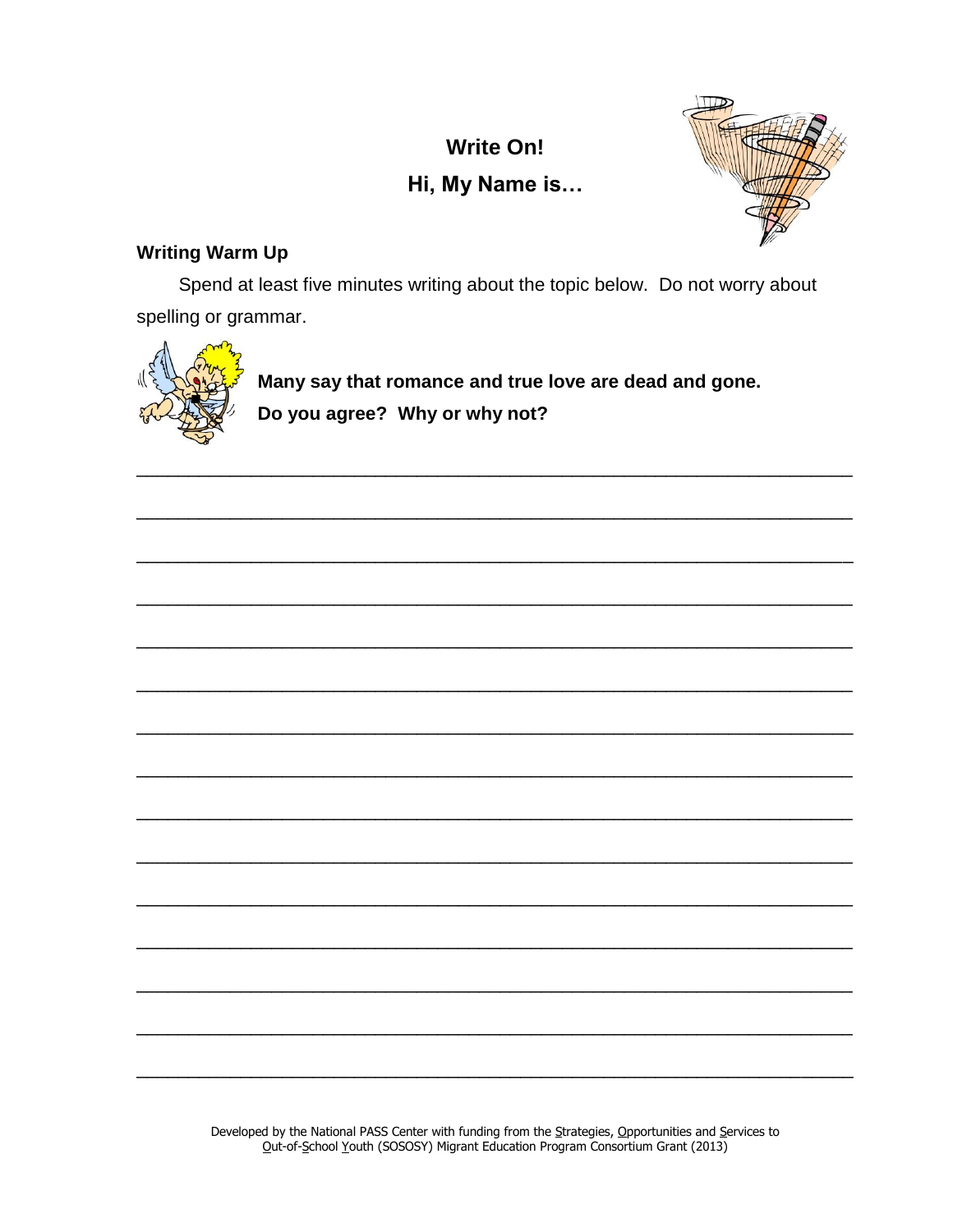# Write On!

## Hi, My Name is…

### Writing Warm Up

Spend at least five minutes writing about the topic below. Do not worry about spelling or grammar.

**Many say that romance and true love are dead and gone. Do you agree? Why or why not?**

\_\_\_\_\_\_\_\_\_\_\_\_\_\_\_\_\_\_\_\_\_\_\_\_\_\_\_\_\_\_\_\_\_\_\_\_\_\_\_\_\_\_\_\_\_\_\_\_\_\_\_\_\_\_\_\_\_\_\_\_\_\_\_\_\_\_\_\_\_\_\_\_\_\_\_\_

\_\_\_\_\_\_\_\_\_\_\_\_\_\_\_\_\_\_\_\_\_\_\_\_\_\_\_\_\_\_\_\_\_\_\_\_\_\_\_\_\_\_\_\_\_\_\_\_\_\_\_\_\_\_\_\_\_\_\_\_\_\_\_\_\_\_\_\_\_\_\_\_\_\_\_\_

\_\_\_\_\_\_\_\_\_\_\_\_\_\_\_\_\_\_\_\_\_\_\_\_\_\_\_\_\_\_\_\_\_\_\_\_\_\_\_\_\_\_\_\_\_\_\_\_\_\_\_\_\_\_\_\_\_\_\_\_\_\_\_\_\_\_\_\_\_\_\_\_\_\_\_\_

\_\_\_\_\_\_\_\_\_\_\_\_\_\_\_\_\_\_\_\_\_\_\_\_\_\_\_\_\_\_\_\_\_\_\_\_\_\_\_\_\_\_\_\_\_\_\_\_\_\_\_\_\_\_\_\_\_\_\_\_\_\_\_\_\_\_\_\_\_\_\_\_\_\_\_\_

\_\_\_\_\_\_\_\_\_\_\_\_\_\_\_\_\_\_\_\_\_\_\_\_\_\_\_\_\_\_\_\_\_\_\_\_\_\_\_\_\_\_\_\_\_\_\_\_\_\_\_\_\_\_\_\_\_\_\_\_\_\_\_\_\_\_\_\_\_\_\_\_\_\_\_\_

\_\_\_\_\_\_\_\_\_\_\_\_\_\_\_\_\_\_\_\_\_\_\_\_\_\_\_\_\_\_\_\_\_\_\_\_\_\_\_\_\_\_\_\_\_\_\_\_\_\_\_\_\_\_\_\_\_\_\_\_\_\_\_\_\_\_\_\_\_\_\_\_\_\_\_\_

\_\_\_\_\_\_\_\_\_\_\_\_\_\_\_\_\_\_\_\_\_\_\_\_\_\_\_\_\_\_\_\_\_\_\_\_\_\_\_\_\_\_\_\_\_\_\_\_\_\_\_\_\_\_\_\_\_\_\_\_\_\_\_\_\_\_\_\_\_\_\_\_\_\_\_\_

\_\_\_\_\_\_\_\_\_\_\_\_\_\_\_\_\_\_\_\_\_\_\_\_\_\_\_\_\_\_\_\_\_\_\_\_\_\_\_\_\_\_\_\_\_\_\_\_\_\_\_\_\_\_\_\_\_\_\_\_\_\_\_\_\_\_\_\_\_\_\_\_\_\_\_\_

\_\_\_\_\_\_\_\_\_\_\_\_\_\_\_\_\_\_\_\_\_\_\_\_\_\_\_\_\_\_\_\_\_\_\_\_\_\_\_\_\_\_\_\_\_\_\_\_\_\_\_\_\_\_\_\_\_\_\_\_\_\_\_\_\_\_\_\_\_\_\_\_\_\_\_\_

\_\_\_\_\_\_\_\_\_\_\_\_\_\_\_\_\_\_\_\_\_\_\_\_\_\_\_\_\_\_\_\_\_\_\_\_\_\_\_\_\_\_\_\_\_\_\_\_\_\_\_\_\_\_\_\_\_\_\_\_\_\_\_\_\_\_\_\_\_\_\_\_\_\_\_\_

\_\_\_\_\_\_\_\_\_\_\_\_\_\_\_\_\_\_\_\_\_\_\_\_\_\_\_\_\_\_\_\_\_\_\_\_\_\_\_\_\_\_\_\_\_\_\_\_\_\_\_\_\_\_\_\_\_\_\_\_\_\_\_\_\_\_\_\_\_\_\_\_\_\_\_\_

\_\_\_\_\_\_\_\_\_\_\_\_\_\_\_\_\_\_\_\_\_\_\_\_\_\_\_\_\_\_\_\_\_\_\_\_\_\_\_\_\_\_\_\_\_\_\_\_\_\_\_\_\_\_\_\_\_\_\_\_\_\_\_\_\_\_\_\_\_\_\_\_\_\_\_\_

\_\_\_\_\_\_\_\_\_\_\_\_\_\_\_\_\_\_\_\_\_\_\_\_\_\_\_\_\_\_\_\_\_\_\_\_\_\_\_\_\_\_\_\_\_\_\_\_\_\_\_\_\_\_\_\_\_\_\_\_\_\_\_\_\_\_\_\_\_\_\_\_\_\_\_\_

\_\_\_\_\_\_\_\_\_\_\_\_\_\_\_\_\_\_\_\_\_\_\_\_\_\_\_\_\_\_\_\_\_\_\_\_\_\_\_\_\_\_\_\_\_\_\_\_\_\_\_\_\_\_\_\_\_\_\_\_\_\_\_\_\_\_\_\_\_\_\_\_\_\_\_\_

\_\_\_\_\_\_\_\_\_\_\_\_\_\_\_\_\_\_\_\_\_\_\_\_\_\_\_\_\_\_\_\_\_\_\_\_\_\_\_\_\_\_\_\_\_\_\_\_\_\_\_\_\_\_\_\_\_\_\_\_\_\_\_\_\_\_\_\_\_\_\_\_\_\_\_\_

Developed by the National PASS Center with funding from the Strategies, Opportunities and Services to Out-of-School Youth (SOSOSY) Migrant Education Program Consortium Grant (2013)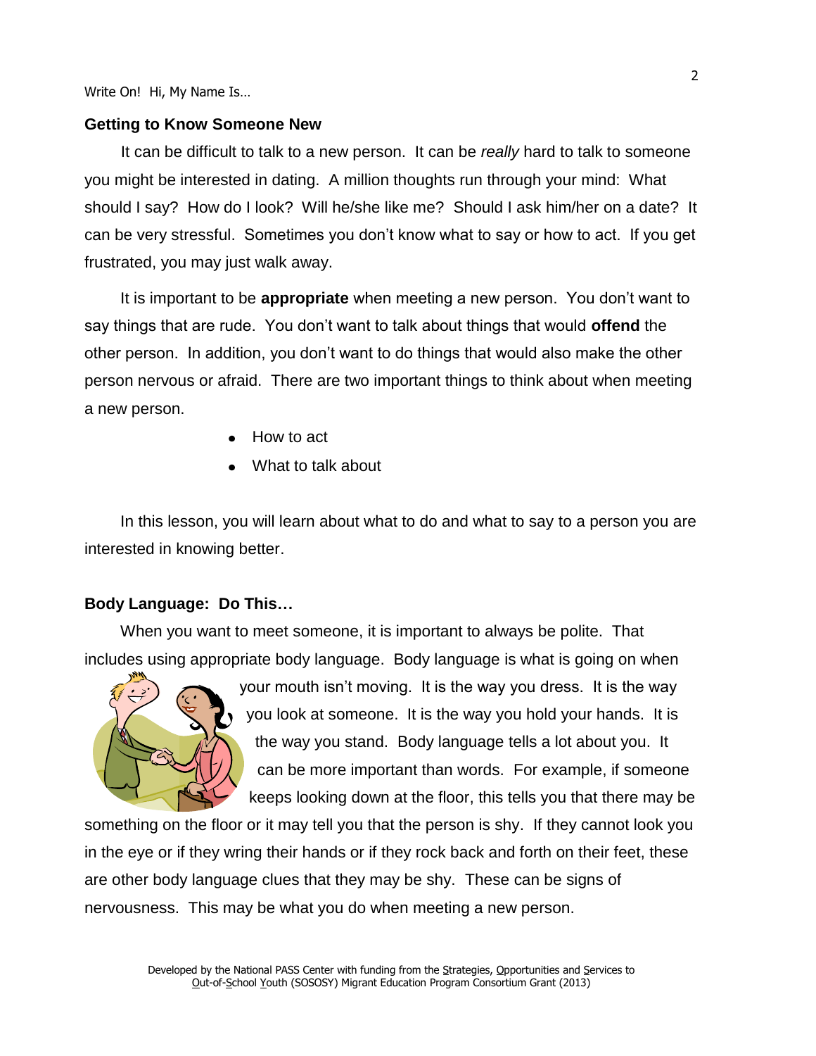## Getting to Know Someone New

It can be difficult to talk to a new person. It can be *really* hard to talk to someone you might be interested in dating. A million thoughts run through your mind: What should I say? How do I look? Will he/she like me? Should I ask him/her on a date? It can be very stressful. Sometimes you don't know what to say or how to act. If you get frustrated, you may just walk away.

It is important to be **appropriate** when meeting a new person. You don't want to say things that are rude. You don't want to talk about things that would **offend** the other person. In addition, you don't want to do things that would also make the other person nervous or afraid. There are two important things to think about when meeting a new person.

- How to act
- What to talk about

In this lesson, you will learn about what to do and what to say to a person you are interested in knowing better.

## Body Language: Do This…

When you want to meet someone, it is important to always be polite. That includes using appropriate body language. Body language is what is going on when your mouth isn't moving. It is the way you dress. It is the way you look at someone. It is the way you hold your hands. It is the way you stand. Body language tells a lot about you. It can be more important than words. For example, if someone keeps looking down at the floor, this tells you that there may be something on the floor or it may tell you that the person is shy. If they cannot look you in the eye or if they wring their hands or if they rock back and forth on their feet, these are other body language clues that they may be shy. These can be signs of nervousness. This may be what you do when meeting a new person.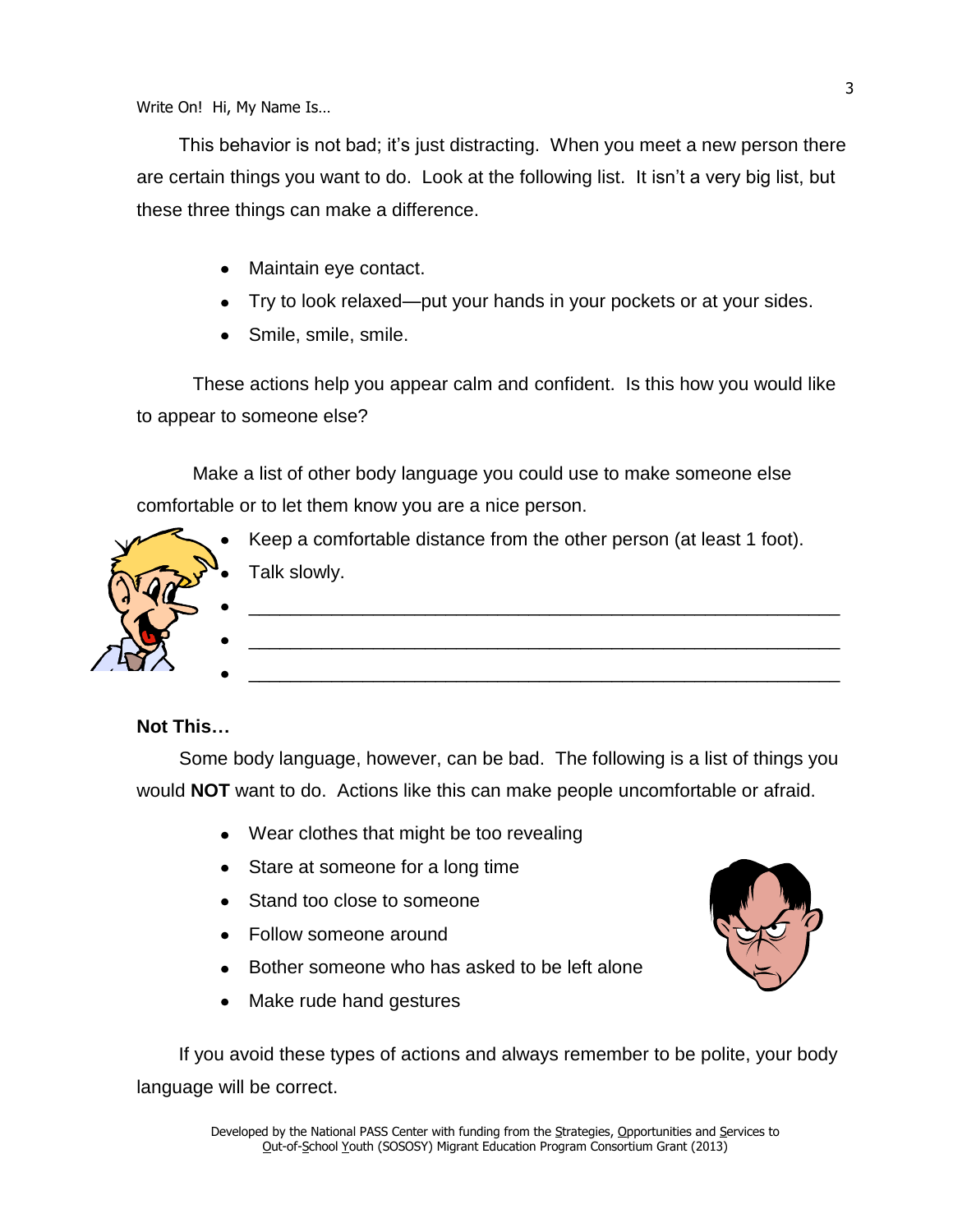This behavior is not bad; it's just distracting. When you meet a new person there are certain things you want to do. Look at the following list. It isn't a very big list, but these three things can make a difference.

- Maintain eye contact.
- Try to look relaxed—put your hands in your pockets or at your sides.
- Smile, smile, smile.

These actions help you appear calm and confident. Is this how you would like to appear to someone else?

Make a list of other body language you could use to make someone else comfortable or to let them know you are a nice person.

- Keep a comfortable distance from the other person (at least 1 foot).
- Talk slowly.
- ______________________________________________________
- ______________________________________________________
- ______________________________________________________

**Not This…**

Some body language, however, can be bad. The following is a list of things you would **NOT** want to do. Actions like this can make people uncomfortable or afraid.

- Wear clothes that might be too revealing
- Stare at someone for a long time
- Stand too close to someone
- Follow someone around
- Bother someone who has asked to be left alone
- Make rude hand gestures

If you avoid these types of actions and always remember to be polite, your body language will be correct.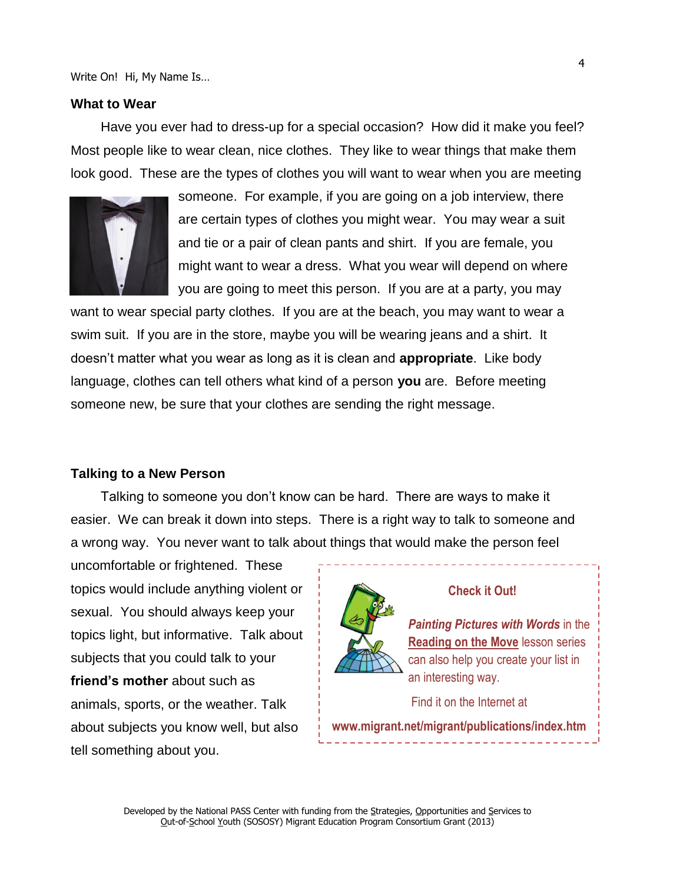## What to Wear

Have you ever had to dress-up for a special occasion? How did it make you feel? Most people like to wear clean, nice clothes. They like to wear things that make them look good. These are the types of clothes you will want to wear when you are meeting someone. For example, if you are going on a job interview, there are certain types of clothes you might wear. You may wear a suit and tie or a pair of clean pants and shirt. If you are female, you might want to wear a dress. What you wear will depend on where you are going to meet this person. If you are at a party, you may want to wear special party clothes. If you are at the beach, you may want to wear a swim suit. If you are in the store, maybe you will be wearing jeans and a shirt. It doesn't matter what you wear as long as it is clean and **appropriate**. Like body language, clothes can tell others what kind of a person **you** are. Before meeting someone new, be sure that your clothes are sending the right message.

## Talking to a New Person

Talking to someone you don't know can be hard. There are ways to make it easier. We can break it down into steps. There is a right way to talk to someone and a wrong way. You never want to talk about things that would make the person feel uncomfortable or frightened. These topics would include anything violent or sexual. You should always keep your topics light, but informative. Talk about subjects that you could talk to your **friend's mother** about such as animals, sports, or the weather. Talk about subjects you know well, but also tell something about you.

> **Check it Out!**
>
> ***Painting Pictures with Words*** in the **Reading on the Move** lesson series can also help you create your list in an interesting way.
>
> Find it on the Internet at
>
> **www.migrant.net/migrant/publications/index.htm**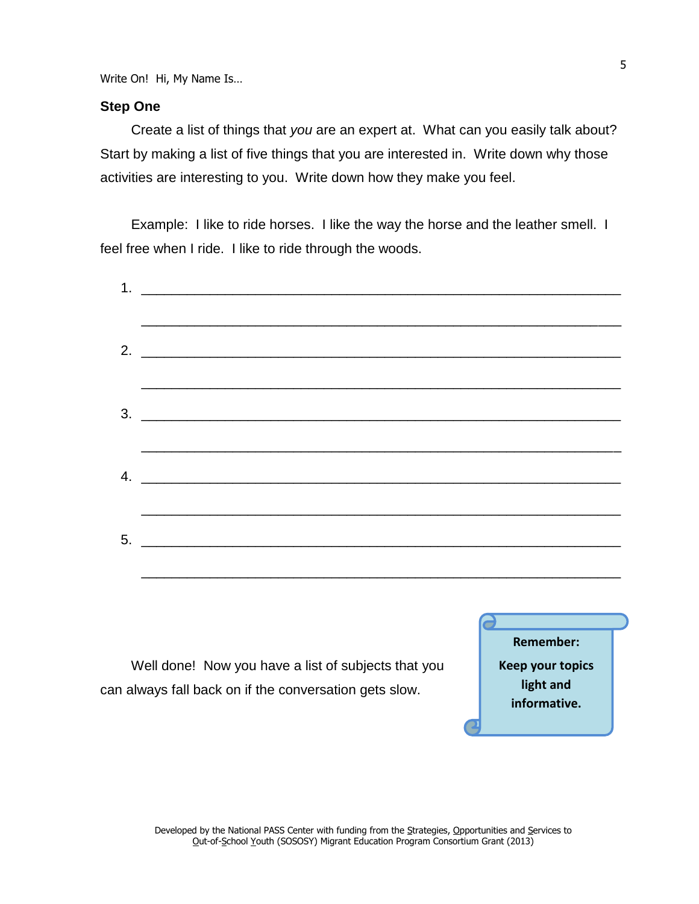## Step One

Create a list of things that *you* are an expert at. What can you easily talk about? Start by making a list of five things that you are interested in. Write down why those activities are interesting to you. Write down how they make you feel.

Example: I like to ride horses. I like the way the horse and the leather smell. I feel free when I ride. I like to ride through the woods.

1. ____________________________________________________________

   ____________________________________________________________

2. ____________________________________________________________

   ____________________________________________________________

3. ____________________________________________________________

   ____________________________________________________________

4. ____________________________________________________________

   ____________________________________________________________

5. ____________________________________________________________

   ____________________________________________________________

Well done! Now you have a list of subjects that you can always fall back on if the conversation gets slow.

**Remember:**

**Keep your topics light and informative.**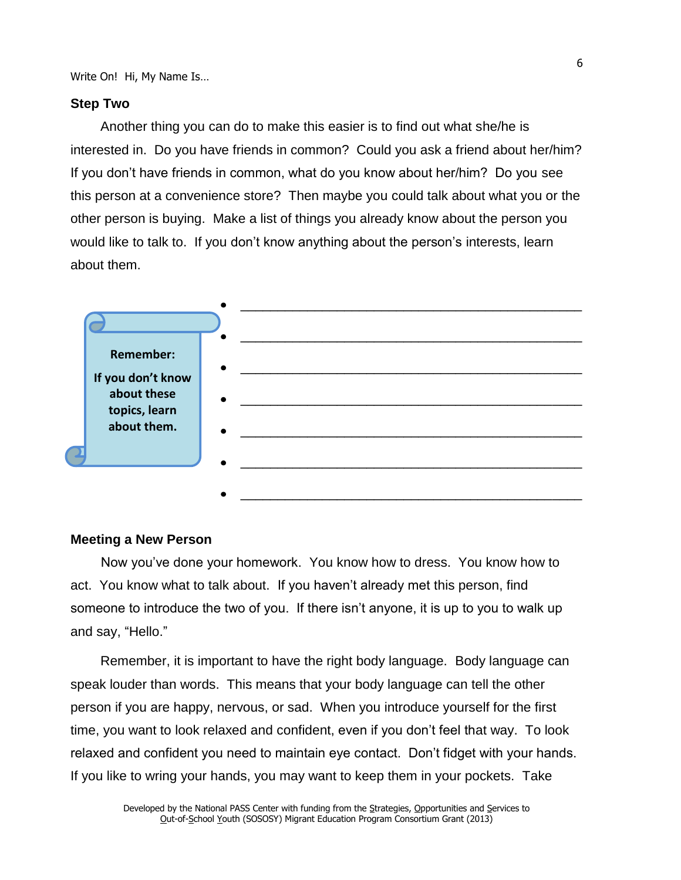## Step Two

Another thing you can do to make this easier is to find out what she/he is interested in. Do you have friends in common? Could you ask a friend about her/him? If you don't have friends in common, what do you know about her/him? Do you see this person at a convenience store? Then maybe you could talk about what you or the other person is buying. Make a list of things you already know about the person you would like to talk to. If you don't know anything about the person's interests, learn about them.

**Remember:**

**If you don't know about these topics, learn about them.**

- ____________________________________________
- ____________________________________________
- ____________________________________________
- ____________________________________________
- ____________________________________________
- ____________________________________________
- ____________________________________________

## Meeting a New Person

Now you've done your homework. You know how to dress. You know how to act. You know what to talk about. If you haven't already met this person, find someone to introduce the two of you. If there isn't anyone, it is up to you to walk up and say, "Hello."

Remember, it is important to have the right body language. Body language can speak louder than words. This means that your body language can tell the other person if you are happy, nervous, or sad. When you introduce yourself for the first time, you want to look relaxed and confident, even if you don't feel that way. To look relaxed and confident you need to maintain eye contact. Don't fidget with your hands. If you like to wring your hands, you may want to keep them in your pockets. Take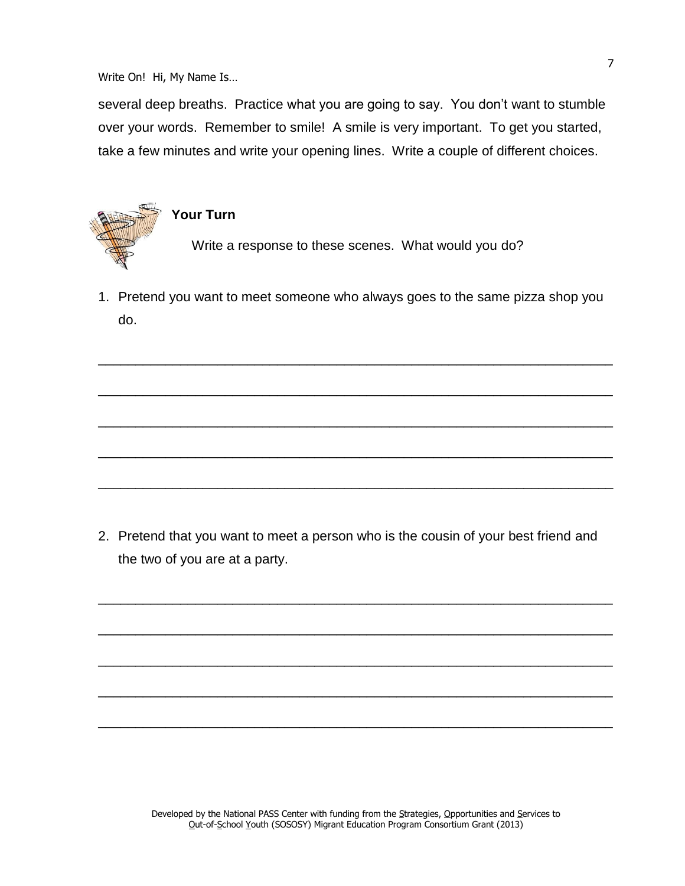several deep breaths. Practice what you are going to say. You don't want to stumble over your words. Remember to smile! A smile is very important. To get you started, take a few minutes and write your opening lines. Write a couple of different choices.

**Your Turn**

Write a response to these scenes. What would you do?

1. Pretend you want to meet someone who always goes to the same pizza shop you do.

_______________________________________________________________________

_______________________________________________________________________

_______________________________________________________________________

_______________________________________________________________________

_______________________________________________________________________

2. Pretend that you want to meet a person who is the cousin of your best friend and the two of you are at a party.

_______________________________________________________________________

_______________________________________________________________________

_______________________________________________________________________

_______________________________________________________________________

_______________________________________________________________________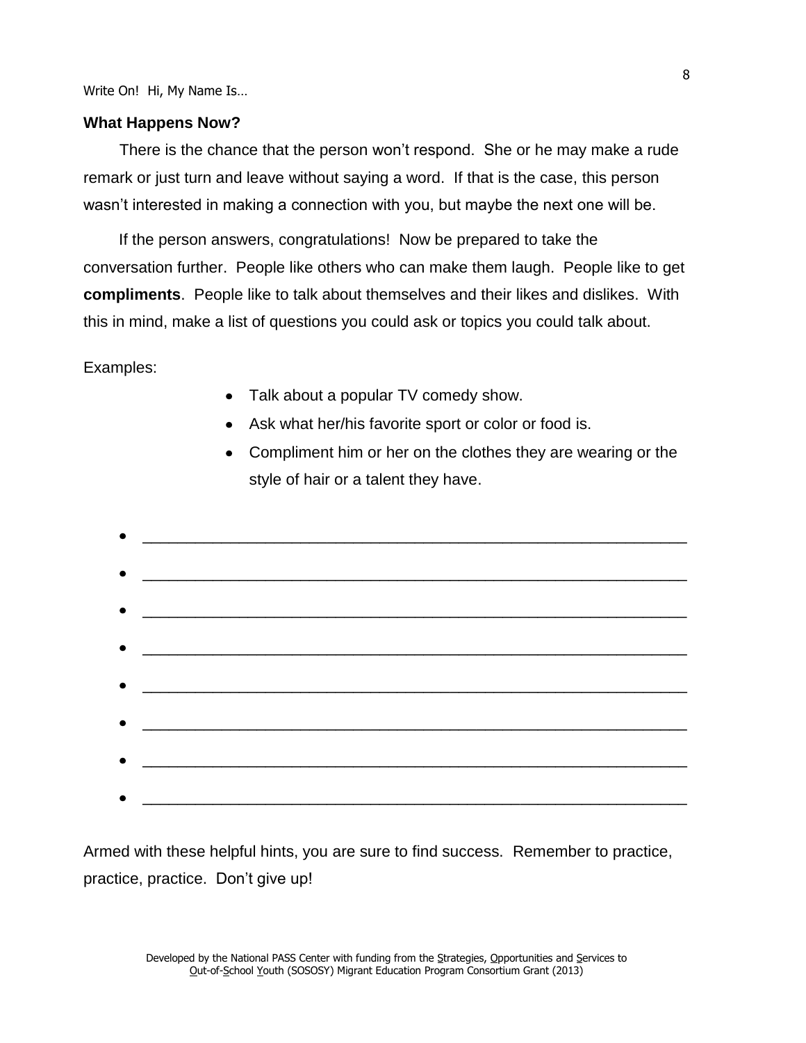### What Happens Now?

There is the chance that the person won't respond. She or he may make a rude remark or just turn and leave without saying a word. If that is the case, this person wasn't interested in making a connection with you, but maybe the next one will be.

If the person answers, congratulations! Now be prepared to take the conversation further. People like others who can make them laugh. People like to get **compliments**. People like to talk about themselves and their likes and dislikes. With this in mind, make a list of questions you could ask or topics you could talk about.

Examples:

- Talk about a popular TV comedy show.
- Ask what her/his favorite sport or color or food is.
- Compliment him or her on the clothes they are wearing or the style of hair or a talent they have.

- ______________________________________________________________
- ______________________________________________________________
- ______________________________________________________________
- ______________________________________________________________
- ______________________________________________________________
- ______________________________________________________________
- ______________________________________________________________
- ______________________________________________________________

Armed with these helpful hints, you are sure to find success. Remember to practice, practice, practice. Don't give up!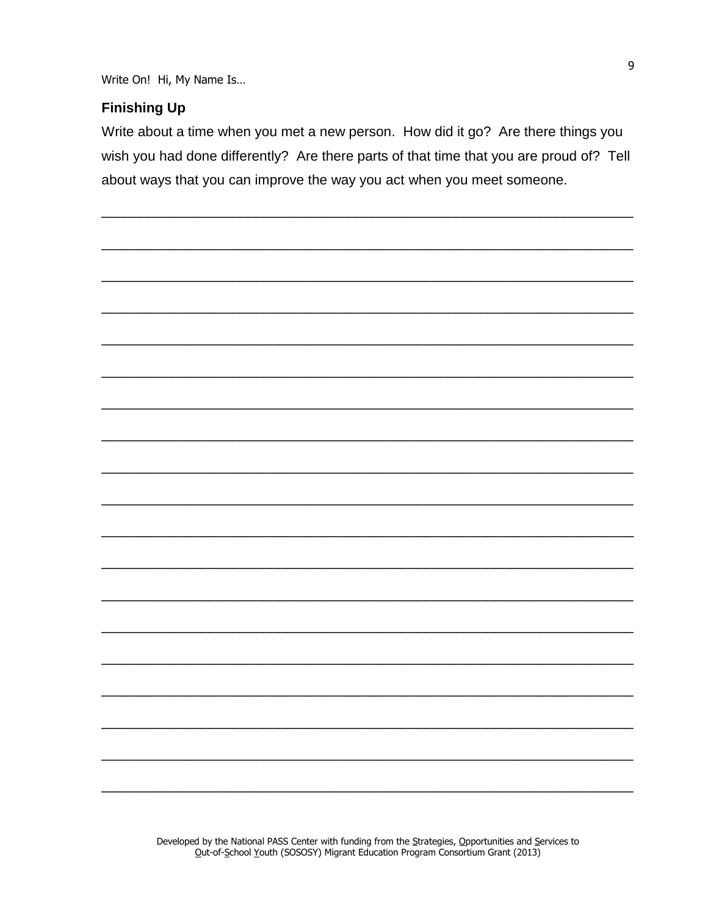## Finishing Up

Write about a time when you met a new person. How did it go? Are there things you wish you had done differently? Are there parts of that time that you are proud of? Tell about ways that you can improve the way you act when you meet someone.

___________________________________________________________________________

___________________________________________________________________________

___________________________________________________________________________

___________________________________________________________________________

___________________________________________________________________________

___________________________________________________________________________

___________________________________________________________________________

___________________________________________________________________________

___________________________________________________________________________

___________________________________________________________________________

___________________________________________________________________________

___________________________________________________________________________

___________________________________________________________________________

___________________________________________________________________________

___________________________________________________________________________

___________________________________________________________________________

___________________________________________________________________________

___________________________________________________________________________

___________________________________________________________________________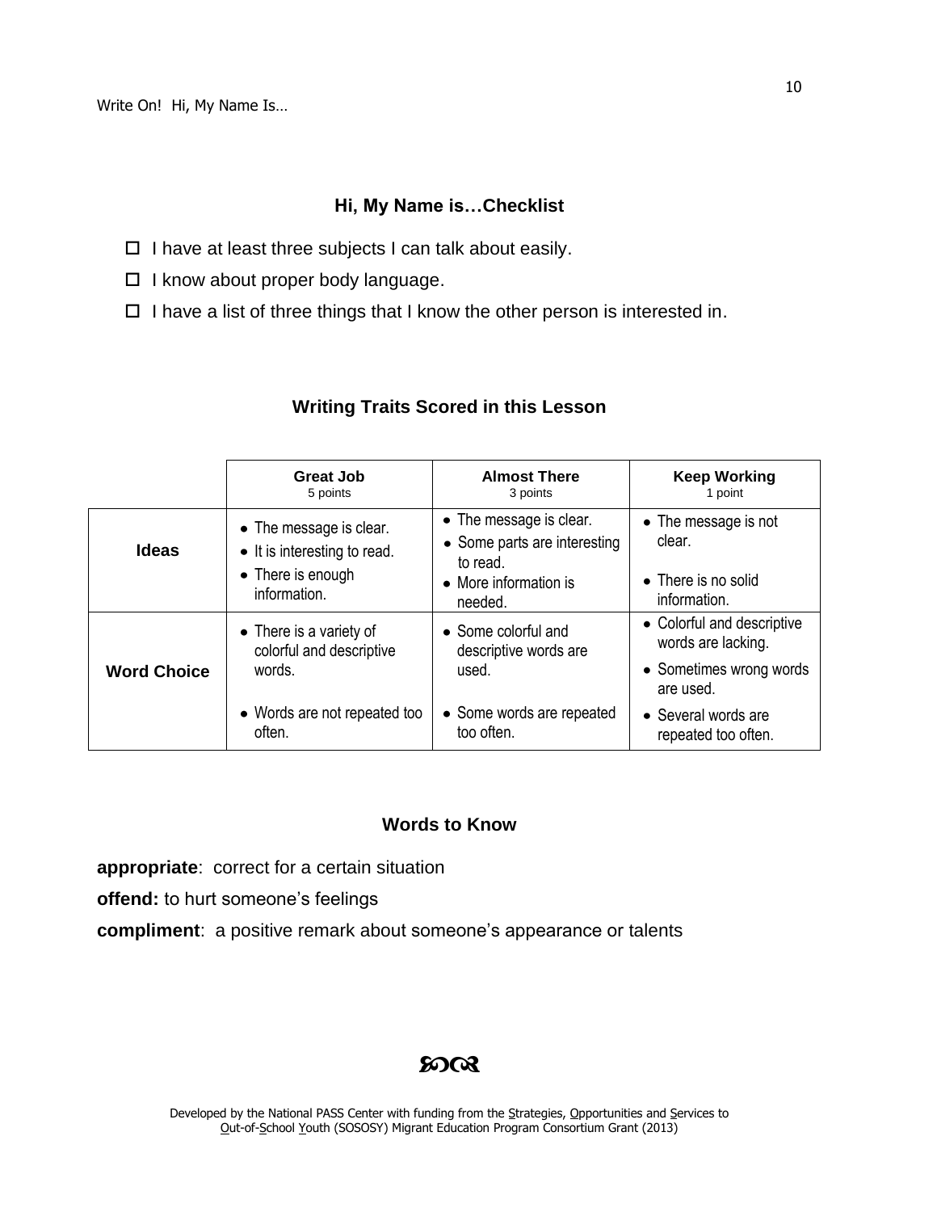## Hi, My Name is…Checklist

- ☐ I have at least three subjects I can talk about easily.
- ☐ I know about proper body language.
- ☐ I have a list of three things that I know the other person is interested in.

## Writing Traits Scored in this Lesson

| | **Great Job** 5 points | **Almost There** 3 points | **Keep Working** 1 point |
|---|---|---|---|
| **Ideas** | • The message is clear. • It is interesting to read. • There is enough information. | • The message is clear. • Some parts are interesting to read. • More information is needed. | • The message is not clear. • There is no solid information. |
| **Word Choice** | • There is a variety of colorful and descriptive words. • Words are not repeated too often. | • Some colorful and descriptive words are used. • Some words are repeated too often. | • Colorful and descriptive words are lacking. • Sometimes wrong words are used. • Several words are repeated too often. |

## Words to Know

**appropriate**: correct for a certain situation

**offend:** to hurt someone's feelings

**compliment**: a positive remark about someone's appearance or talents

Developed by the National PASS Center with funding from the Strategies, Opportunities and Services to Out-of-School Youth (SOSOSY) Migrant Education Program Consortium Grant (2013)